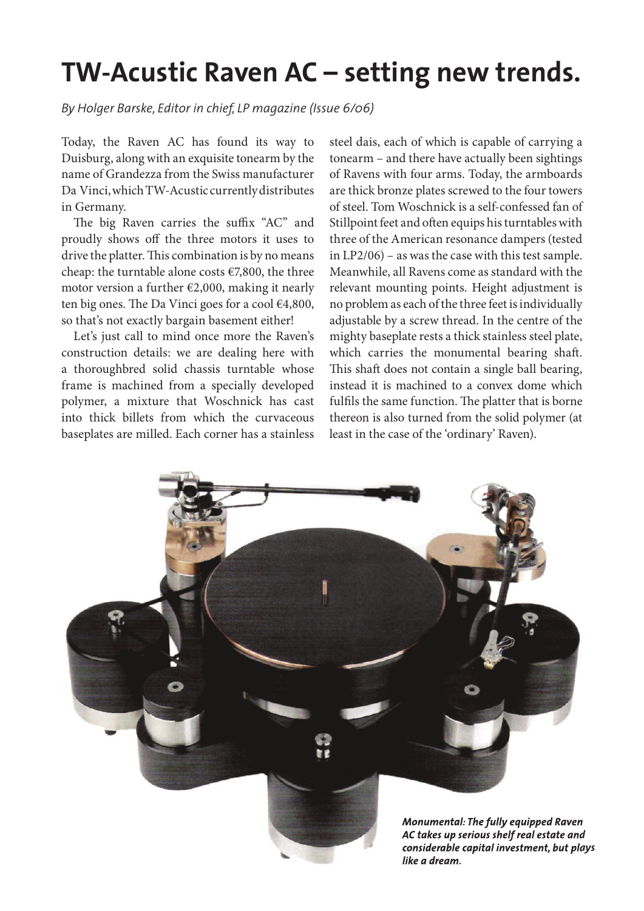# TW-Acustic Raven AC – setting new trends.

*By Holger Barske, Editor in chief, LP magazine (Issue 6/06)*

Today, the Raven AC has found its way to Duisburg, along with an exquisite tonearm by the name of Grandezza from the Swiss manufacturer Da Vinci, which TW-Acustic currently distributes in Germany.

The big Raven carries the suffix "AC" and proudly shows off the three motors it uses to drive the platter. This combination is by no means cheap: the turntable alone costs €7,800, the three motor version a further €2,000, making it nearly ten big ones. The Da Vinci goes for a cool €4,800, so that's not exactly bargain basement either!

Let's just call to mind once more the Raven's construction details: we are dealing here with a thoroughbred solid chassis turntable whose frame is machined from a specially developed polymer, a mixture that Woschnick has cast into thick billets from which the curvaceous baseplates are milled. Each corner has a stainless steel dais, each of which is capable of carrying a tonearm – and there have actually been sightings of Ravens with four arms. Today, the armboards are thick bronze plates screwed to the four towers of steel. Tom Woschnick is a self-confessed fan of Stillpoint feet and often equips his turntables with three of the American resonance dampers (tested in LP2/06) – as was the case with this test sample. Meanwhile, all Ravens come as standard with the relevant mounting points. Height adjustment is no problem as each of the three feet is individually adjustable by a screw thread. In the centre of the mighty baseplate rests a thick stainless steel plate, which carries the monumental bearing shaft. This shaft does not contain a single ball bearing, instead it is machined to a convex dome which fulfils the same function. The platter that is borne thereon is also turned from the solid polymer (at least in the case of the 'ordinary' Raven).

***Monumental: The fully equipped Raven AC takes up serious shelf real estate and considerable capital investment, but plays like a dream.***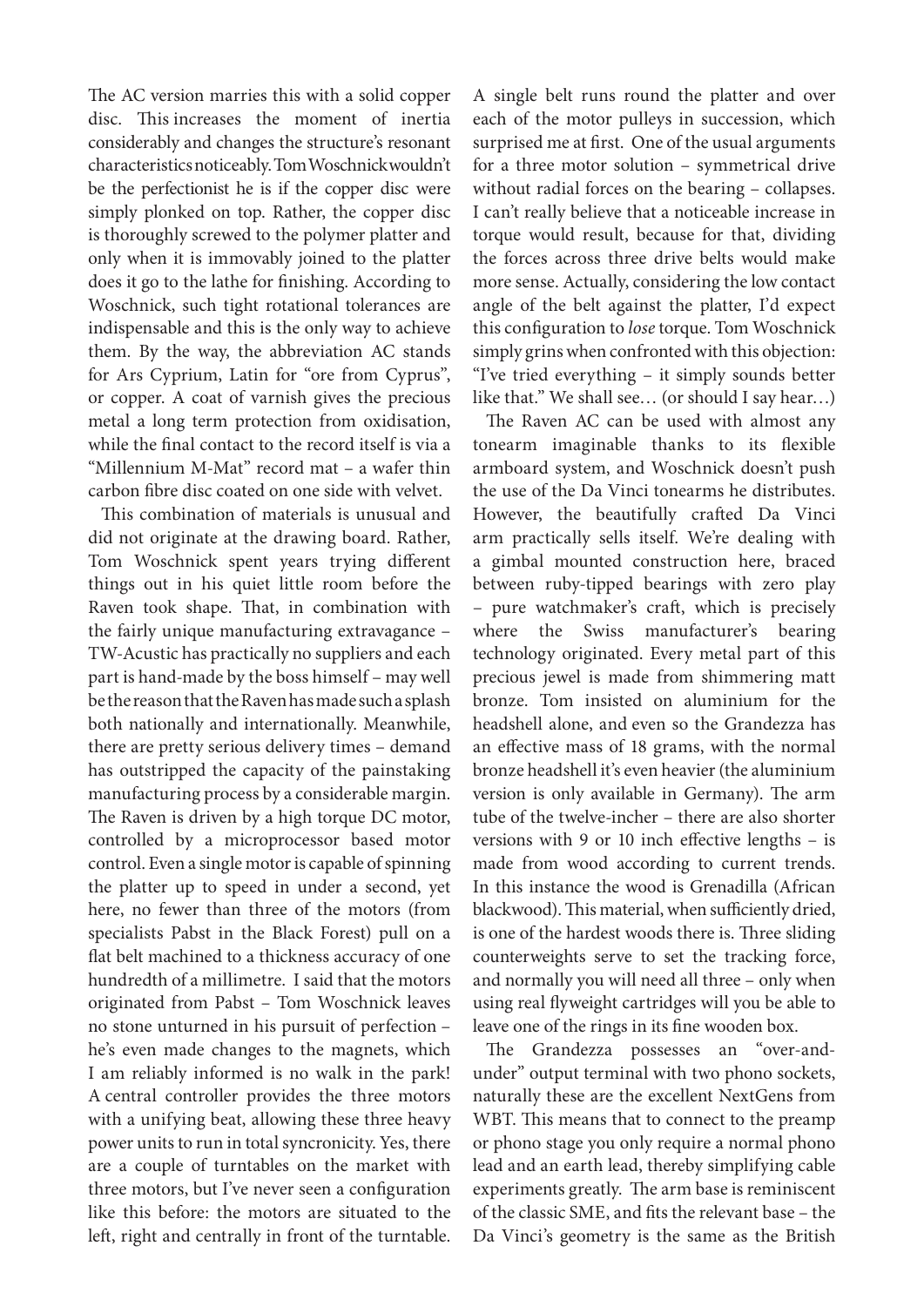The AC version marries this with a solid copper disc. This increases the moment of inertia considerably and changes the structure's resonant characteristics noticeably. Tom Woschnick wouldn't be the perfectionist he is if the copper disc were simply plonked on top. Rather, the copper disc is thoroughly screwed to the polymer platter and only when it is immovably joined to the platter does it go to the lathe for finishing. According to Woschnick, such tight rotational tolerances are indispensable and this is the only way to achieve them. By the way, the abbreviation AC stands for Ars Cyprium, Latin for "ore from Cyprus", or copper. A coat of varnish gives the precious metal a long term protection from oxidisation, while the final contact to the record itself is via a "Millennium M-Mat" record mat – a wafer thin carbon fibre disc coated on one side with velvet.

This combination of materials is unusual and did not originate at the drawing board. Rather, Tom Woschnick spent years trying different things out in his quiet little room before the Raven took shape. That, in combination with the fairly unique manufacturing extravagance – TW-Acustic has practically no suppliers and each part is hand-made by the boss himself – may well be the reason that the Raven has made such a splash both nationally and internationally. Meanwhile, there are pretty serious delivery times – demand has outstripped the capacity of the painstaking manufacturing process by a considerable margin. The Raven is driven by a high torque DC motor, controlled by a microprocessor based motor control. Even a single motor is capable of spinning the platter up to speed in under a second, yet here, no fewer than three of the motors (from specialists Pabst in the Black Forest) pull on a flat belt machined to a thickness accuracy of one hundredth of a millimetre. I said that the motors originated from Pabst – Tom Woschnick leaves no stone unturned in his pursuit of perfection – he's even made changes to the magnets, which I am reliably informed is no walk in the park! A central controller provides the three motors with a unifying beat, allowing these three heavy power units to run in total syncronicity. Yes, there are a couple of turntables on the market with three motors, but I've never seen a configuration like this before: the motors are situated to the left, right and centrally in front of the turntable. A single belt runs round the platter and over each of the motor pulleys in succession, which surprised me at first. One of the usual arguments for a three motor solution – symmetrical drive without radial forces on the bearing – collapses. I can't really believe that a noticeable increase in torque would result, because for that, dividing the forces across three drive belts would make more sense. Actually, considering the low contact angle of the belt against the platter, I'd expect this configuration to *lose* torque. Tom Woschnick simply grins when confronted with this objection: "I've tried everything – it simply sounds better like that." We shall see… (or should I say hear…)

The Raven AC can be used with almost any tonearm imaginable thanks to its flexible armboard system, and Woschnick doesn't push the use of the Da Vinci tonearms he distributes. However, the beautifully crafted Da Vinci arm practically sells itself. We're dealing with a gimbal mounted construction here, braced between ruby-tipped bearings with zero play – pure watchmaker's craft, which is precisely where the Swiss manufacturer's bearing technology originated. Every metal part of this precious jewel is made from shimmering matt bronze. Tom insisted on aluminium for the headshell alone, and even so the Grandezza has an effective mass of 18 grams, with the normal bronze headshell it's even heavier (the aluminium version is only available in Germany). The arm tube of the twelve-incher – there are also shorter versions with 9 or 10 inch effective lengths – is made from wood according to current trends. In this instance the wood is Grenadilla (African blackwood). This material, when sufficiently dried, is one of the hardest woods there is. Three sliding counterweights serve to set the tracking force, and normally you will need all three – only when using real flyweight cartridges will you be able to leave one of the rings in its fine wooden box.

The Grandezza possesses an "over-and-under" output terminal with two phono sockets, naturally these are the excellent NextGens from WBT. This means that to connect to the preamp or phono stage you only require a normal phono lead and an earth lead, thereby simplifying cable experiments greatly. The arm base is reminiscent of the classic SME, and fits the relevant base – the Da Vinci's geometry is the same as the British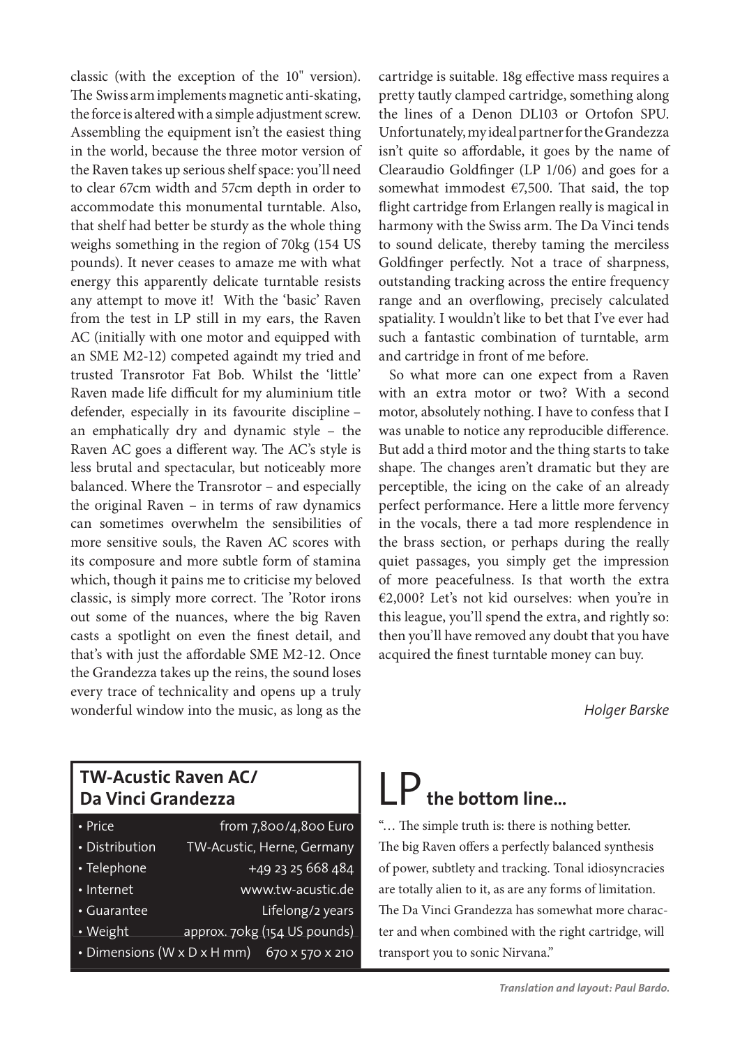classic (with the exception of the 10" version). The Swiss arm implements magnetic anti-skating, the force is altered with a simple adjustment screw. Assembling the equipment isn't the easiest thing in the world, because the three motor version of the Raven takes up serious shelf space: you'll need to clear 67cm width and 57cm depth in order to accommodate this monumental turntable. Also, that shelf had better be sturdy as the whole thing weighs something in the region of 70kg (154 US pounds). It never ceases to amaze me with what energy this apparently delicate turntable resists any attempt to move it! With the 'basic' Raven from the test in LP still in my ears, the Raven AC (initially with one motor and equipped with an SME M2-12) competed againdt my tried and trusted Transrotor Fat Bob. Whilst the 'little' Raven made life difficult for my aluminium title defender, especially in its favourite discipline – an emphatically dry and dynamic style – the Raven AC goes a different way. The AC's style is less brutal and spectacular, but noticeably more balanced. Where the Transrotor – and especially the original Raven – in terms of raw dynamics can sometimes overwhelm the sensibilities of more sensitive souls, the Raven AC scores with its composure and more subtle form of stamina which, though it pains me to criticise my beloved classic, is simply more correct. The 'Rotor irons out some of the nuances, where the big Raven casts a spotlight on even the finest detail, and that's with just the affordable SME M2-12. Once the Grandezza takes up the reins, the sound loses every trace of technicality and opens up a truly wonderful window into the music, as long as the cartridge is suitable. 18g effective mass requires a pretty tautly clamped cartridge, something along the lines of a Denon DL103 or Ortofon SPU. Unfortunately, my ideal partner for the Grandezza isn't quite so affordable, it goes by the name of Clearaudio Goldfinger (LP 1/06) and goes for a somewhat immodest €7,500. That said, the top flight cartridge from Erlangen really is magical in harmony with the Swiss arm. The Da Vinci tends to sound delicate, thereby taming the merciless Goldfinger perfectly. Not a trace of sharpness, outstanding tracking across the entire frequency range and an overflowing, precisely calculated spatiality. I wouldn't like to bet that I've ever had such a fantastic combination of turntable, arm and cartridge in front of me before.

So what more can one expect from a Raven with an extra motor or two? With a second motor, absolutely nothing. I have to confess that I was unable to notice any reproducible difference. But add a third motor and the thing starts to take shape. The changes aren't dramatic but they are perceptible, the icing on the cake of an already perfect performance. Here a little more fervency in the vocals, there a tad more resplendence in the brass section, or perhaps during the really quiet passages, you simply get the impression of more peacefulness. Is that worth the extra €2,000? Let's not kid ourselves: when you're in this league, you'll spend the extra, and rightly so: then you'll have removed any doubt that you have acquired the finest turntable money can buy.

*Holger Barske*

## TW-Acustic Raven AC/ Da Vinci Grandezza

| | |
|---|---|
| • Price | from 7,800/4,800 Euro |
| • Distribution | TW-Acustic, Herne, Germany |
| • Telephone | +49 23 25 668 484 |
| • Internet | www.tw-acustic.de |
| • Guarantee | Lifelong/2 years |
| • Weight | approx. 70kg (154 US pounds) |
| • Dimensions (W x D x H mm) | 670 x 570 x 210 |

## LP the bottom line...

"… The simple truth is: there is nothing better. The big Raven offers a perfectly balanced synthesis of power, subtlety and tracking. Tonal idiosyncracies are totally alien to it, as are any forms of limitation. The Da Vinci Grandezza has somewhat more character and when combined with the right cartridge, will transport you to sonic Nirvana."

***Translation and layout: Paul Bardo.***